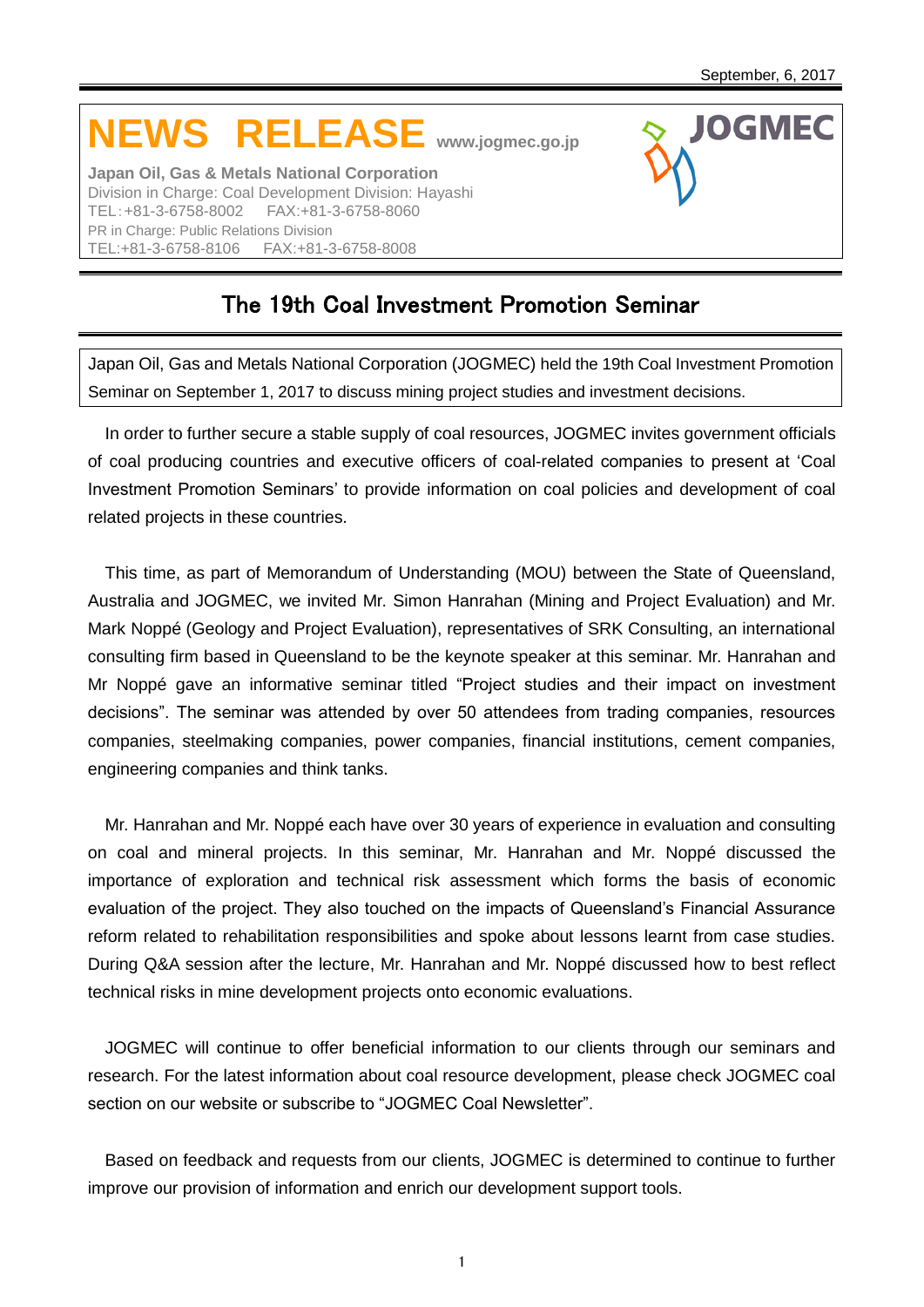September, 6, 2017

# NEWS RELEASE www.jogmec.go.jp

**Japan Oil, Gas & Metals National Corporation**
Division in Charge: Coal Development Division: Hayashi
TEL：+81-3-6758-8002 FAX:+81-3-6758-8060
PR in Charge: Public Relations Division
TEL:+81-3-6758-8106 FAX:+81-3-6758-8008

JOGMEC

## The 19th Coal Investment Promotion Seminar

Japan Oil, Gas and Metals National Corporation (JOGMEC) held the 19th Coal Investment Promotion Seminar on September 1, 2017 to discuss mining project studies and investment decisions.

In order to further secure a stable supply of coal resources, JOGMEC invites government officials of coal producing countries and executive officers of coal-related companies to present at 'Coal Investment Promotion Seminars' to provide information on coal policies and development of coal related projects in these countries.

This time, as part of Memorandum of Understanding (MOU) between the State of Queensland, Australia and JOGMEC, we invited Mr. Simon Hanrahan (Mining and Project Evaluation) and Mr. Mark Noppé (Geology and Project Evaluation), representatives of SRK Consulting, an international consulting firm based in Queensland to be the keynote speaker at this seminar. Mr. Hanrahan and Mr Noppé gave an informative seminar titled "Project studies and their impact on investment decisions". The seminar was attended by over 50 attendees from trading companies, resources companies, steelmaking companies, power companies, financial institutions, cement companies, engineering companies and think tanks.

Mr. Hanrahan and Mr. Noppé each have over 30 years of experience in evaluation and consulting on coal and mineral projects. In this seminar, Mr. Hanrahan and Mr. Noppé discussed the importance of exploration and technical risk assessment which forms the basis of economic evaluation of the project. They also touched on the impacts of Queensland's Financial Assurance reform related to rehabilitation responsibilities and spoke about lessons learnt from case studies. During Q&A session after the lecture, Mr. Hanrahan and Mr. Noppé discussed how to best reflect technical risks in mine development projects onto economic evaluations.

JOGMEC will continue to offer beneficial information to our clients through our seminars and research. For the latest information about coal resource development, please check JOGMEC coal section on our website or subscribe to "JOGMEC Coal Newsletter".

Based on feedback and requests from our clients, JOGMEC is determined to continue to further improve our provision of information and enrich our development support tools.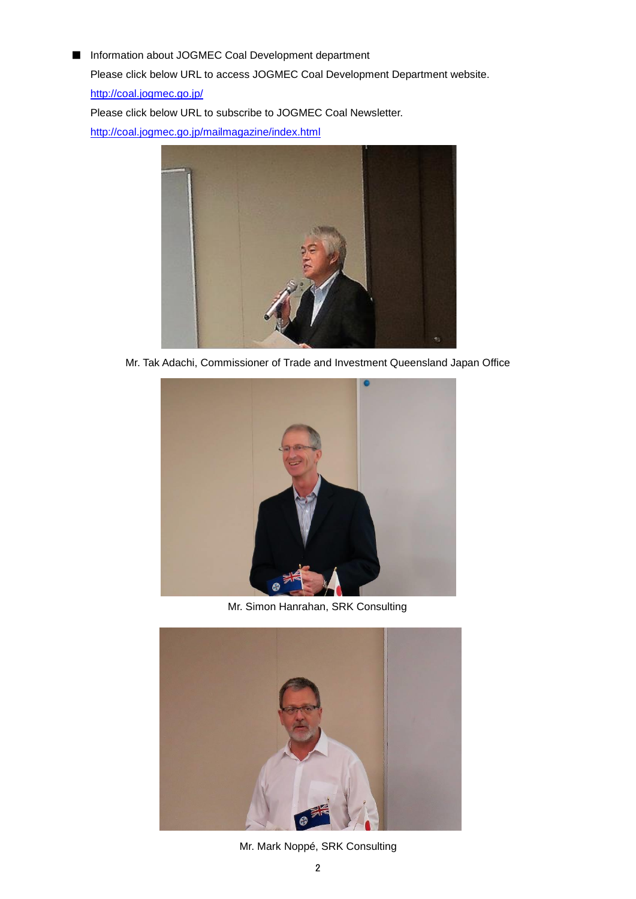■ Information about JOGMEC Coal Development department

Please click below URL to access JOGMEC Coal Development Department website.

http://coal.jogmec.go.jp/

Please click below URL to subscribe to JOGMEC Coal Newsletter.

http://coal.jogmec.go.jp/mailmagazine/index.html

Mr. Tak Adachi, Commissioner of Trade and Investment Queensland Japan Office

Mr. Simon Hanrahan, SRK Consulting

Mr. Mark Noppé, SRK Consulting